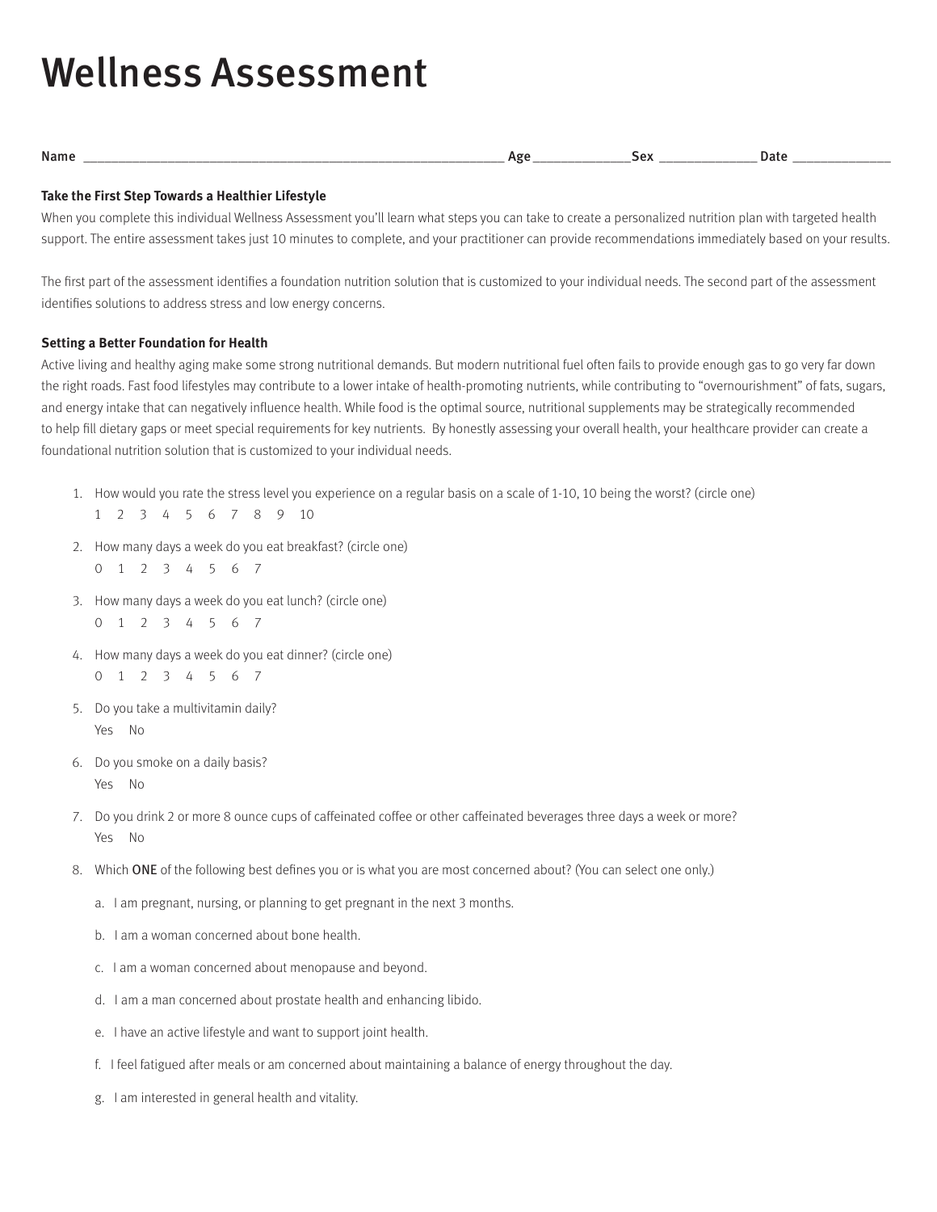# Wellness Assessment

Name ______________________________________________ Age ___________ Sex ___________ Date ___________

**Take the First Step Towards a Healthier Lifestyle**

When you complete this individual Wellness Assessment you'll learn what steps you can take to create a personalized nutrition plan with targeted health support. The entire assessment takes just 10 minutes to complete, and your practitioner can provide recommendations immediately based on your results.

The first part of the assessment identifies a foundation nutrition solution that is customized to your individual needs. The second part of the assessment identifies solutions to address stress and low energy concerns.

**Setting a Better Foundation for Health**

Active living and healthy aging make some strong nutritional demands. But modern nutritional fuel often fails to provide enough gas to go very far down the right roads. Fast food lifestyles may contribute to a lower intake of health-promoting nutrients, while contributing to "overnourishment" of fats, sugars, and energy intake that can negatively influence health. While food is the optimal source, nutritional supplements may be strategically recommended to help fill dietary gaps or meet special requirements for key nutrients. By honestly assessing your overall health, your healthcare provider can create a foundational nutrition solution that is customized to your individual needs.

1. How would you rate the stress level you experience on a regular basis on a scale of 1-10, 10 being the worst? (circle one)
   1 2 3 4 5 6 7 8 9 10
2. How many days a week do you eat breakfast? (circle one)
   0 1 2 3 4 5 6 7
3. How many days a week do you eat lunch? (circle one)
   0 1 2 3 4 5 6 7
4. How many days a week do you eat dinner? (circle one)
   0 1 2 3 4 5 6 7
5. Do you take a multivitamin daily?
   Yes No
6. Do you smoke on a daily basis?
   Yes No
7. Do you drink 2 or more 8 ounce cups of caffeinated coffee or other caffeinated beverages three days a week or more?
   Yes No
8. Which ONE of the following best defines you or is what you are most concerned about? (You can select one only.)
   a. I am pregnant, nursing, or planning to get pregnant in the next 3 months.
   b. I am a woman concerned about bone health.
   c. I am a woman concerned about menopause and beyond.
   d. I am a man concerned about prostate health and enhancing libido.
   e. I have an active lifestyle and want to support joint health.
   f. I feel fatigued after meals or am concerned about maintaining a balance of energy throughout the day.
   g. I am interested in general health and vitality.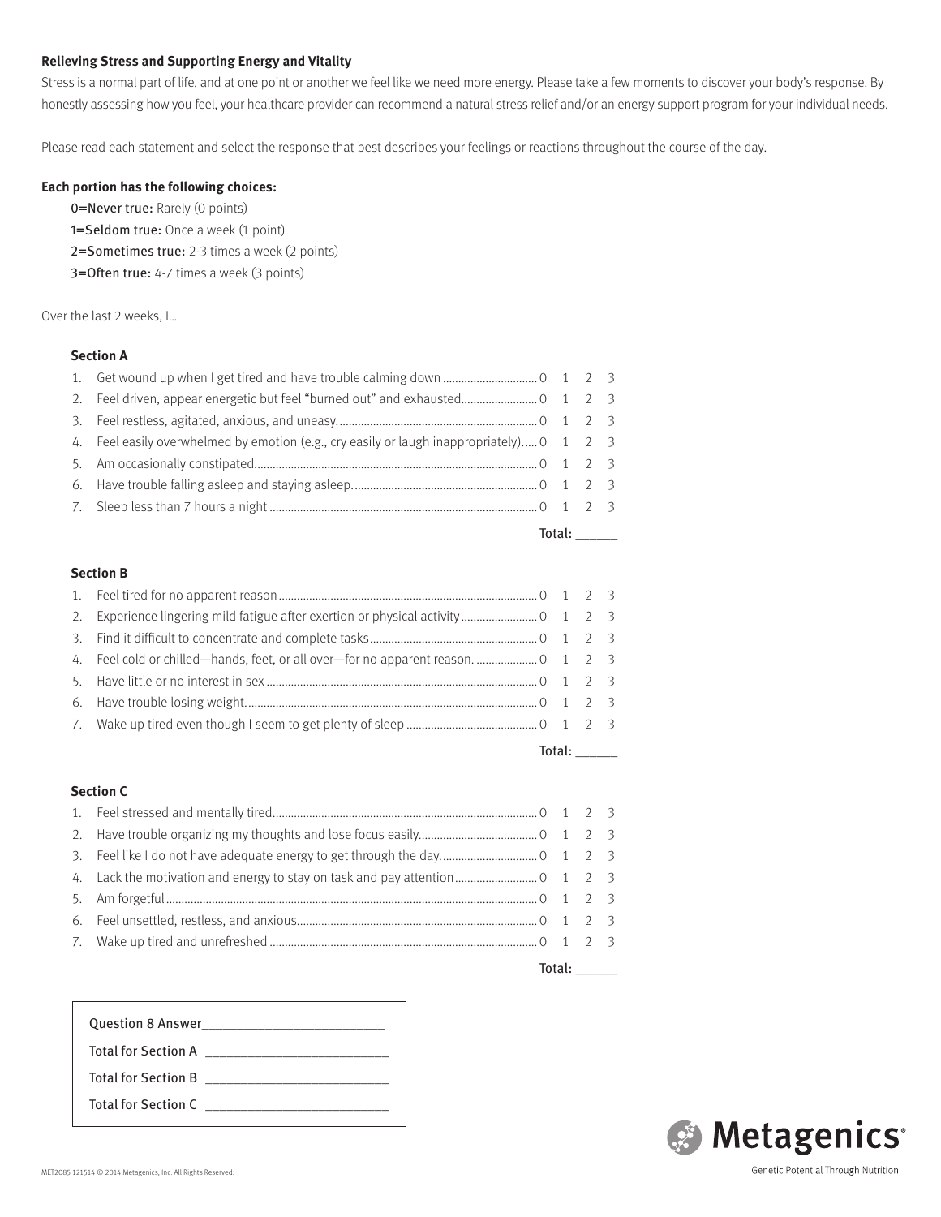**Relieving Stress and Supporting Energy and Vitality**

Stress is a normal part of life, and at one point or another we feel like we need more energy. Please take a few moments to discover your body's response. By honestly assessing how you feel, your healthcare provider can recommend a natural stress relief and/or an energy support program for your individual needs.

Please read each statement and select the response that best describes your feelings or reactions throughout the course of the day.

**Each portion has the following choices:**

0=Never true: Rarely (0 points)
1=Seldom true: Once a week (1 point)
2=Sometimes true: 2-3 times a week (2 points)
3=Often true: 4-7 times a week (3 points)

Over the last 2 weeks, I...

**Section A**

| | | | | | |
|---|---|---|---|---|---|
| 1. | Get wound up when I get tired and have trouble calming down | 0 | 1 | 2 | 3 |
| 2. | Feel driven, appear energetic but feel "burned out" and exhausted | 0 | 1 | 2 | 3 |
| 3. | Feel restless, agitated, anxious, and uneasy. | 0 | 1 | 2 | 3 |
| 4. | Feel easily overwhelmed by emotion (e.g., cry easily or laugh inappropriately). | 0 | 1 | 2 | 3 |
| 5. | Am occasionally constipated | 0 | 1 | 2 | 3 |
| 6. | Have trouble falling asleep and staying asleep. | 0 | 1 | 2 | 3 |
| 7. | Sleep less than 7 hours a night | 0 | 1 | 2 | 3 |

Total: ______

**Section B**

| | | | | | |
|---|---|---|---|---|---|
| 1. | Feel tired for no apparent reason | 0 | 1 | 2 | 3 |
| 2. | Experience lingering mild fatigue after exertion or physical activity | 0 | 1 | 2 | 3 |
| 3. | Find it difficult to concentrate and complete tasks | 0 | 1 | 2 | 3 |
| 4. | Feel cold or chilled—hands, feet, or all over—for no apparent reason. | 0 | 1 | 2 | 3 |
| 5. | Have little or no interest in sex | 0 | 1 | 2 | 3 |
| 6. | Have trouble losing weight. | 0 | 1 | 2 | 3 |
| 7. | Wake up tired even though I seem to get plenty of sleep | 0 | 1 | 2 | 3 |

Total: ______

**Section C**

| | | | | | |
|---|---|---|---|---|---|
| 1. | Feel stressed and mentally tired | 0 | 1 | 2 | 3 |
| 2. | Have trouble organizing my thoughts and lose focus easily. | 0 | 1 | 2 | 3 |
| 3. | Feel like I do not have adequate energy to get through the day. | 0 | 1 | 2 | 3 |
| 4. | Lack the motivation and energy to stay on task and pay attention | 0 | 1 | 2 | 3 |
| 5. | Am forgetful | 0 | 1 | 2 | 3 |
| 6. | Feel unsettled, restless, and anxious. | 0 | 1 | 2 | 3 |
| 7. | Wake up tired and unrefreshed | 0 | 1 | 2 | 3 |

Total: ______

Question 8 Answer__________________________
Total for Section A __________________________
Total for Section B __________________________
Total for Section C __________________________

MET2085 121514 © 2014 Metagenics, Inc. All Rights Reserved.

Metagenics®
Genetic Potential Through Nutrition